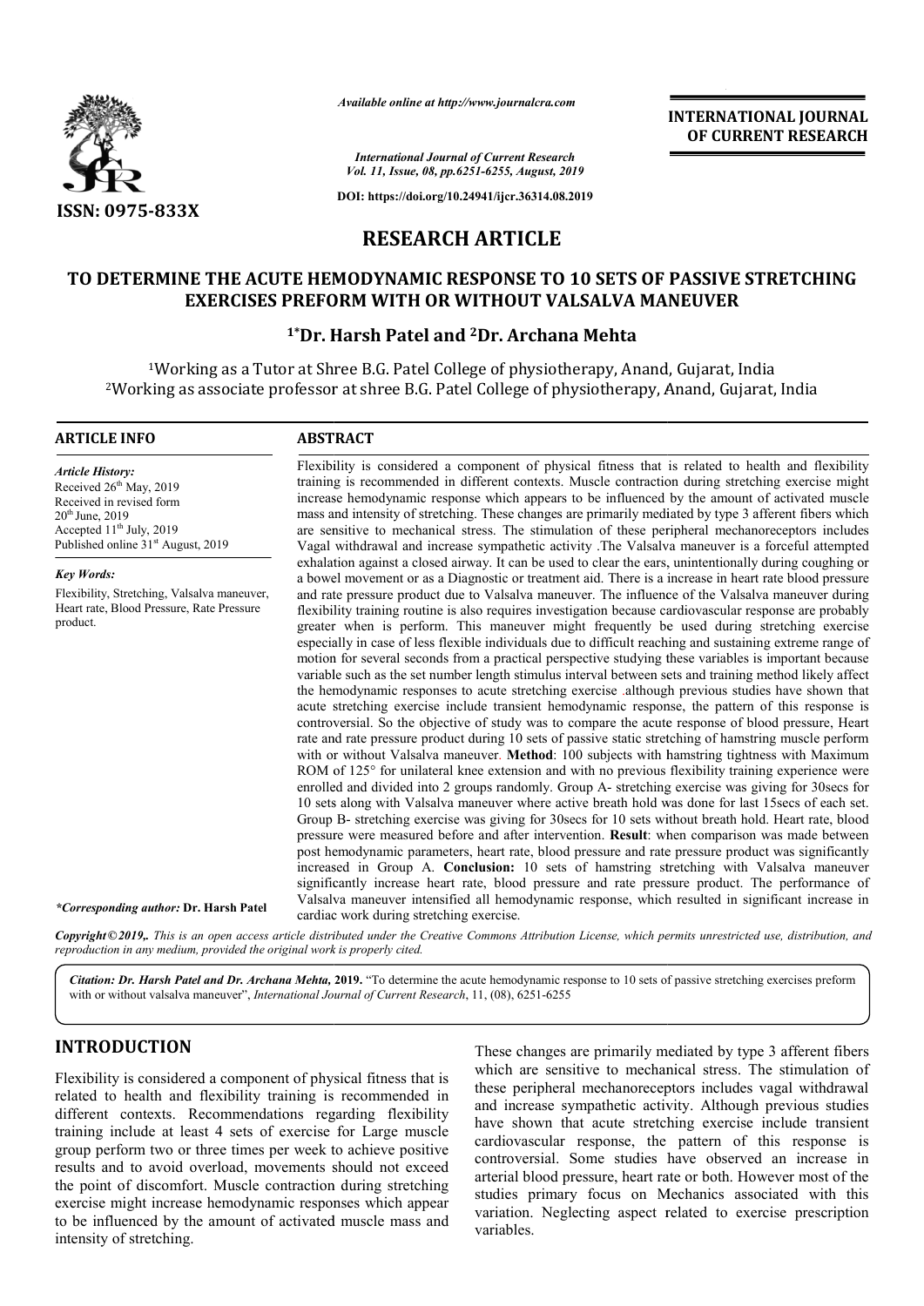ISSN: 0975-833X

*Available online at http://www.journalcra.com*

*International Journal of Current Research*
*Vol. 11, Issue, 08, pp.6251-6255, August, 2019*

**DOI: https://doi.org/10.24941/ijcr.36314.08.2019**

**INTERNATIONAL JOURNAL OF CURRENT RESEARCH**

# RESEARCH ARTICLE

## TO DETERMINE THE ACUTE HEMODYNAMIC RESPONSE TO 10 SETS OF PASSIVE STRETCHING EXERCISES PREFORM WITH OR WITHOUT VALSALVA MANEUVER

**[1*]Dr. Harsh Patel and [2]Dr. Archana Mehta**

[1]Working as a Tutor at Shree B.G. Patel College of physiotherapy, Anand, Gujarat, India
[2]Working as associate professor at shree B.G. Patel College of physiotherapy, Anand, Gujarat, India

**ARTICLE INFO**

*Article History:*
Received 26th May, 2019
Received in revised form
20th June, 2019
Accepted 11th July, 2019
Published online 31st August, 2019

*Key Words:*
Flexibility, Stretching, Valsalva maneuver, Heart rate, Blood Pressure, Rate Pressure product.

*\*Corresponding author:* **Dr. Harsh Patel**

**ABSTRACT**

Flexibility is considered a component of physical fitness that is related to health and flexibility training is recommended in different contexts. Muscle contraction during stretching exercise might increase hemodynamic response which appears to be influenced by the amount of activated muscle mass and intensity of stretching. These changes are primarily mediated by type 3 afferent fibers which are sensitive to mechanical stress. The stimulation of these peripheral mechanoreceptors includes Vagal withdrawal and increase sympathetic activity .The Valsalva maneuver is a forceful attempted exhalation against a closed airway. It can be used to clear the ears, unintentionally during coughing or a bowel movement or as a Diagnostic or treatment aid. There is a increase in heart rate blood pressure and rate pressure product due to Valsalva maneuver. The influence of the Valsalva maneuver during flexibility training routine is also requires investigation because cardiovascular response are probably greater when is perform. This maneuver might frequently be used during stretching exercise especially in case of less flexible individuals due to difficult reaching and sustaining extreme range of motion for several seconds from a practical perspective studying these variables is important because variable such as the set number length stimulus interval between sets and training method likely affect the hemodynamic responses to acute stretching exercise .although previous studies have shown that acute stretching exercise include transient hemodynamic response, the pattern of this response is controversial. So the objective of study was to compare the acute response of blood pressure, Heart rate and rate pressure product during 10 sets of passive static stretching of hamstring muscle perform with or without Valsalva maneuver. **Method**: 100 subjects with hamstring tightness with Maximum ROM of 125° for unilateral knee extension and with no previous flexibility training experience were enrolled and divided into 2 groups randomly. Group A- stretching exercise was giving for 30secs for 10 sets along with Valsalva maneuver where active breath hold was done for last 15secs of each set. Group B- stretching exercise was giving for 30secs for 10 sets without breath hold. Heart rate, blood pressure were measured before and after intervention. **Result**: when comparison was made between post hemodynamic parameters, heart rate, blood pressure and rate pressure product was significantly increased in Group A. **Conclusion:** 10 sets of hamstring stretching with Valsalva maneuver significantly increase heart rate, blood pressure and rate pressure product. The performance of Valsalva maneuver intensified all hemodynamic response, which resulted in significant increase in cardiac work during stretching exercise.

*Copyright©2019,. This is an open access article distributed under the Creative Commons Attribution License, which permits unrestricted use, distribution, and reproduction in any medium, provided the original work is properly cited.*

***Citation: Dr. Harsh Patel and Dr. Archana Mehta,*** **2019.** "To determine the acute hemodynamic response to 10 sets of passive stretching exercises preform with or without valsalva maneuver", *International Journal of Current Research*, 11, (08), 6251-6255

# INTRODUCTION

Flexibility is considered a component of physical fitness that is related to health and flexibility training is recommended in different contexts. Recommendations regarding flexibility training include at least 4 sets of exercise for Large muscle group perform two or three times per week to achieve positive results and to avoid overload, movements should not exceed the point of discomfort. Muscle contraction during stretching exercise might increase hemodynamic responses which appear to be influenced by the amount of activated muscle mass and intensity of stretching. These changes are primarily mediated by type 3 afferent fibers which are sensitive to mechanical stress. The stimulation of these peripheral mechanoreceptors includes vagal withdrawal and increase sympathetic activity. Although previous studies have shown that acute stretching exercise include transient cardiovascular response, the pattern of this response is controversial. Some studies have observed an increase in arterial blood pressure, heart rate or both. However most of the studies primary focus on Mechanics associated with this variation. Neglecting aspect related to exercise prescription variables.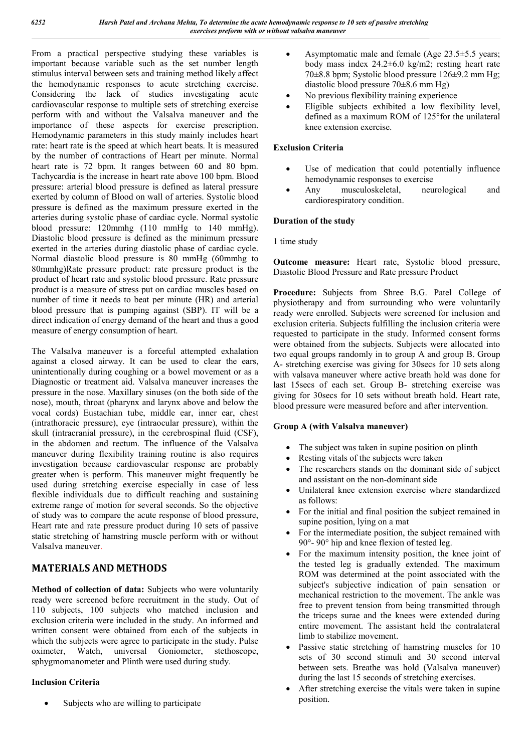From a practical perspective studying these variables is important because variable such as the set number length stimulus interval between sets and training method likely affect the hemodynamic responses to acute stretching exercise. Considering the lack of studies investigating acute cardiovascular response to multiple sets of stretching exercise perform with and without the Valsalva maneuver and the importance of these aspects for exercise prescription. Hemodynamic parameters in this study mainly includes heart rate: heart rate is the speed at which heart beats. It is measured by the number of contractions of Heart per minute. Normal heart rate is 72 bpm. It ranges between 60 and 80 bpm. Tachycardia is the increase in heart rate above 100 bpm. Blood pressure: arterial blood pressure is defined as lateral pressure exerted by column of Blood on wall of arteries. Systolic blood pressure is defined as the maximum pressure exerted in the arteries during systolic phase of cardiac cycle. Normal systolic blood pressure: 120mmhg (110 mmHg to 140 mmHg). Diastolic blood pressure is defined as the minimum pressure exerted in the arteries during diastolic phase of cardiac cycle. Normal diastolic blood pressure is 80 mmHg (60mmhg to 80mmhg)Rate pressure product: rate pressure product is the product of heart rate and systolic blood pressure. Rate pressure product is a measure of stress put on cardiac muscles based on number of time it needs to beat per minute (HR) and arterial blood pressure that is pumping against (SBP). IT will be a direct indication of energy demand of the heart and thus a good measure of energy consumption of heart.

The Valsalva maneuver is a forceful attempted exhalation against a closed airway. It can be used to clear the ears, unintentionally during coughing or a bowel movement or as a Diagnostic or treatment aid. Valsalva maneuver increases the pressure in the nose. Maxillary sinuses (on the both side of the nose), mouth, throat (pharynx and larynx above and below the vocal cords) Eustachian tube, middle ear, inner ear, chest (intrathoracic pressure), eye (intraocular pressure), within the skull (intracranial pressure), in the cerebrospinal fluid (CSF), in the abdomen and rectum. The influence of the Valsalva maneuver during flexibility training routine is also requires investigation because cardiovascular response are probably greater when is perform. This maneuver might frequently be used during stretching exercise especially in case of less flexible individuals due to difficult reaching and sustaining extreme range of motion for several seconds. So the objective of study was to compare the acute response of blood pressure, Heart rate and rate pressure product during 10 sets of passive static stretching of hamstring muscle perform with or without Valsalva maneuver.

## MATERIALS AND METHODS

**Method of collection of data:** Subjects who were voluntarily ready were screened before recruitment in the study. Out of 110 subjects, 100 subjects who matched inclusion and exclusion criteria were included in the study. An informed and written consent were obtained from each of the subjects in which the subjects were agree to participate in the study. Pulse oximeter, Watch, universal Goniometer, stethoscope, sphygmomanometer and Plinth were used during study.

### Inclusion Criteria

- Subjects who are willing to participate
- Asymptomatic male and female (Age 23.5±5.5 years; body mass index 24.2±6.0 kg/m2; resting heart rate 70±8.8 bpm; Systolic blood pressure 126±9.2 mm Hg; diastolic blood pressure 70±8.6 mm Hg)
- No previous flexibility training experience
- Eligible subjects exhibited a low flexibility level, defined as a maximum ROM of 125°for the unilateral knee extension exercise.

### Exclusion Criteria

- Use of medication that could potentially influence hemodynamic responses to exercise
- Any musculoskeletal, neurological and cardiorespiratory condition.

### Duration of the study

1 time study

**Outcome measure:** Heart rate, Systolic blood pressure, Diastolic Blood Pressure and Rate pressure Product

**Procedure:** Subjects from Shree B.G. Patel College of physiotherapy and from surrounding who were voluntarily ready were enrolled. Subjects were screened for inclusion and exclusion criteria. Subjects fulfilling the inclusion criteria were requested to participate in the study. Informed consent forms were obtained from the subjects. Subjects were allocated into two equal groups randomly in to group A and group B. Group A- stretching exercise was giving for 30secs for 10 sets along with valsava maneuver where active breath hold was done for last 15secs of each set. Group B- stretching exercise was giving for 30secs for 10 sets without breath hold. Heart rate, blood pressure were measured before and after intervention.

### Group A (with Valsalva maneuver)

- The subject was taken in supine position on plinth
- Resting vitals of the subjects were taken
- The researchers stands on the dominant side of subject and assistant on the non-dominant side
- Unilateral knee extension exercise where standardized as follows:
- For the initial and final position the subject remained in supine position, lying on a mat
- For the intermediate position, the subject remained with 90°- 90° hip and knee flexion of tested leg.
- For the maximum intensity position, the knee joint of the tested leg is gradually extended. The maximum ROM was determined at the point associated with the subject's subjective indication of pain sensation or mechanical restriction to the movement. The ankle was free to prevent tension from being transmitted through the triceps surae and the knees were extended during entire movement. The assistant held the contralateral limb to stabilize movement.
- Passive static stretching of hamstring muscles for 10 sets of 30 second stimuli and 30 second interval between sets. Breathe was hold (Valsalva maneuver) during the last 15 seconds of stretching exercises.
- After stretching exercise the vitals were taken in supine position.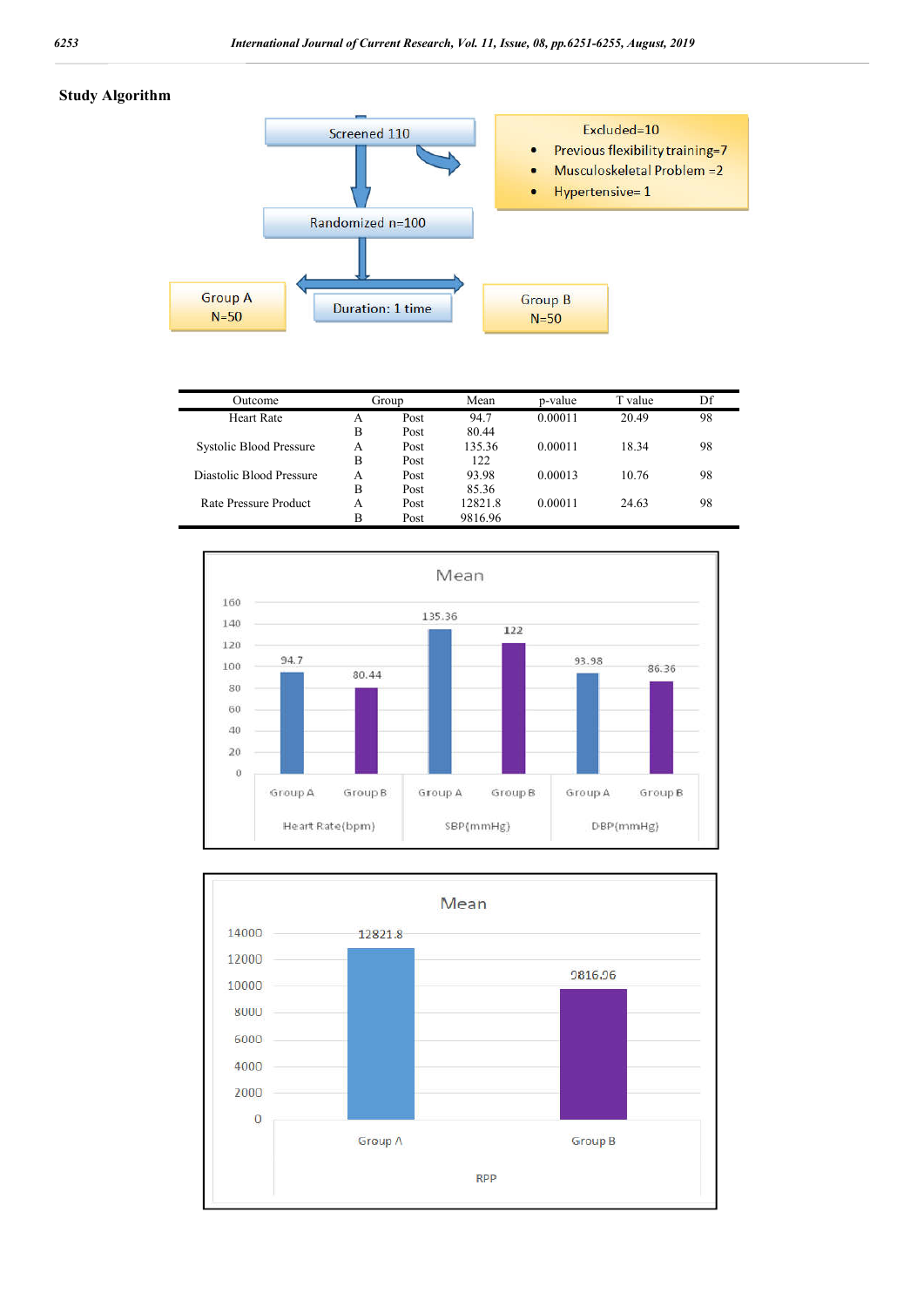**Study Algorithm**

Screened 110

Excluded=10
- Previous flexibility training=7
- Musculoskeletal Problem =2
- Hypertensive= 1

Randomized n=100

Group A N=50

Duration: 1 time

Group B N=50

| Outcome | Group | | Mean | p-value | T value | Df |
|---|---|---|---|---|---|---|
| Heart Rate | A | Post | 94.7 | 0.00011 | 20.49 | 98 |
| | B | Post | 80.44 | | | |
| Systolic Blood Pressure | A | Post | 135.36 | 0.00011 | 18.34 | 98 |
| | B | Post | 122 | | | |
| Diastolic Blood Pressure | A | Post | 93.98 | 0.00013 | 10.76 | 98 |
| | B | Post | 85.36 | | | |
| Rate Pressure Product | A | Post | 12821.8 | 0.00011 | 24.63 | 98 |
| | B | Post | 9816.96 | | | |

Mean

| | Group A | Group B |
|---|---|---|
| Heart Rate(bpm) | 94.7 | 80.44 |
| SBP(mmHg) | 135.36 | 122 |
| DBP(mmHg) | 93.98 | 86.36 |

Mean

| | Group A | Group B |
|---|---|---|
| RPP | 12821.8 | 9816.96 |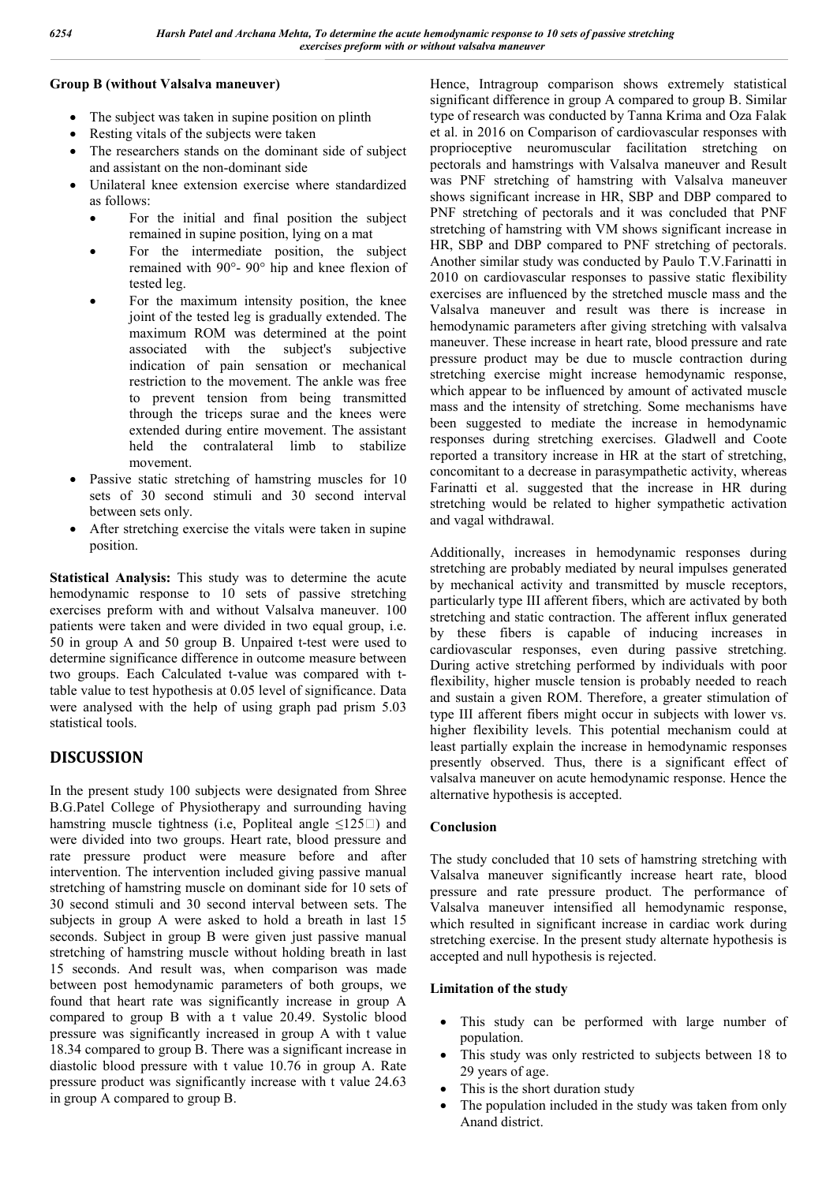**Group B (without Valsalva maneuver)**

- The subject was taken in supine position on plinth
- Resting vitals of the subjects were taken
- The researchers stands on the dominant side of subject and assistant on the non-dominant side
- Unilateral knee extension exercise where standardized as follows:
  - For the initial and final position the subject remained in supine position, lying on a mat
  - For the intermediate position, the subject remained with 90°- 90° hip and knee flexion of tested leg.
  - For the maximum intensity position, the knee joint of the tested leg is gradually extended. The maximum ROM was determined at the point associated with the subject's subjective indication of pain sensation or mechanical restriction to the movement. The ankle was free to prevent tension from being transmitted through the triceps surae and the knees were extended during entire movement. The assistant held the contralateral limb to stabilize movement.
- Passive static stretching of hamstring muscles for 10 sets of 30 second stimuli and 30 second interval between sets only.
- After stretching exercise the vitals were taken in supine position.

**Statistical Analysis:** This study was to determine the acute hemodynamic response to 10 sets of passive stretching exercises preform with and without Valsalva maneuver. 100 patients were taken and were divided in two equal group, i.e. 50 in group A and 50 group B. Unpaired t-test were used to determine significance difference in outcome measure between two groups. Each Calculated t-value was compared with t-table value to test hypothesis at 0.05 level of significance. Data were analysed with the help of using graph pad prism 5.03 statistical tools.

## DISCUSSION

In the present study 100 subjects were designated from Shree B.G.Patel College of Physiotherapy and surrounding having hamstring muscle tightness (i.e, Popliteal angle ≤125°) and were divided into two groups. Heart rate, blood pressure and rate pressure product were measure before and after intervention. The intervention included giving passive manual stretching of hamstring muscle on dominant side for 10 sets of 30 second stimuli and 30 second interval between sets. The subjects in group A were asked to hold a breath in last 15 seconds. Subject in group B were given just passive manual stretching of hamstring muscle without holding breath in last 15 seconds. And result was, when comparison was made between post hemodynamic parameters of both groups, we found that heart rate was significantly increase in group A compared to group B with a t value 20.49. Systolic blood pressure was significantly increased in group A with t value 18.34 compared to group B. There was a significant increase in diastolic blood pressure with t value 10.76 in group A. Rate pressure product was significantly increase with t value 24.63 in group A compared to group B.

Hence, Intragroup comparison shows extremely statistical significant difference in group A compared to group B. Similar type of research was conducted by Tanna Krima and Oza Falak et al. in 2016 on Comparison of cardiovascular responses with proprioceptive neuromuscular facilitation stretching on pectorals and hamstrings with Valsalva maneuver and Result was PNF stretching of hamstring with Valsalva maneuver shows significant increase in HR, SBP and DBP compared to PNF stretching of pectorals and it was concluded that PNF stretching of hamstring with VM shows significant increase in HR, SBP and DBP compared to PNF stretching of pectorals. Another similar study was conducted by Paulo T.V.Farinatti in 2010 on cardiovascular responses to passive static flexibility exercises are influenced by the stretched muscle mass and the Valsalva maneuver and result was there is increase in hemodynamic parameters after giving stretching with valsalva maneuver. These increase in heart rate, blood pressure and rate pressure product may be due to muscle contraction during stretching exercise might increase hemodynamic response, which appear to be influenced by amount of activated muscle mass and the intensity of stretching. Some mechanisms have been suggested to mediate the increase in hemodynamic responses during stretching exercises. Gladwell and Coote reported a transitory increase in HR at the start of stretching, concomitant to a decrease in parasympathetic activity, whereas Farinatti et al. suggested that the increase in HR during stretching would be related to higher sympathetic activation and vagal withdrawal.

Additionally, increases in hemodynamic responses during stretching are probably mediated by neural impulses generated by mechanical activity and transmitted by muscle receptors, particularly type III afferent fibers, which are activated by both stretching and static contraction. The afferent influx generated by these fibers is capable of inducing increases in cardiovascular responses, even during passive stretching. During active stretching performed by individuals with poor flexibility, higher muscle tension is probably needed to reach and sustain a given ROM. Therefore, a greater stimulation of type III afferent fibers might occur in subjects with lower vs. higher flexibility levels. This potential mechanism could at least partially explain the increase in hemodynamic responses presently observed. Thus, there is a significant effect of valsalva maneuver on acute hemodynamic response. Hence the alternative hypothesis is accepted.

### Conclusion

The study concluded that 10 sets of hamstring stretching with Valsalva maneuver significantly increase heart rate, blood pressure and rate pressure product. The performance of Valsalva maneuver intensified all hemodynamic response, which resulted in significant increase in cardiac work during stretching exercise. In the present study alternate hypothesis is accepted and null hypothesis is rejected.

### Limitation of the study

- This study can be performed with large number of population.
- This study was only restricted to subjects between 18 to 29 years of age.
- This is the short duration study
- The population included in the study was taken from only Anand district.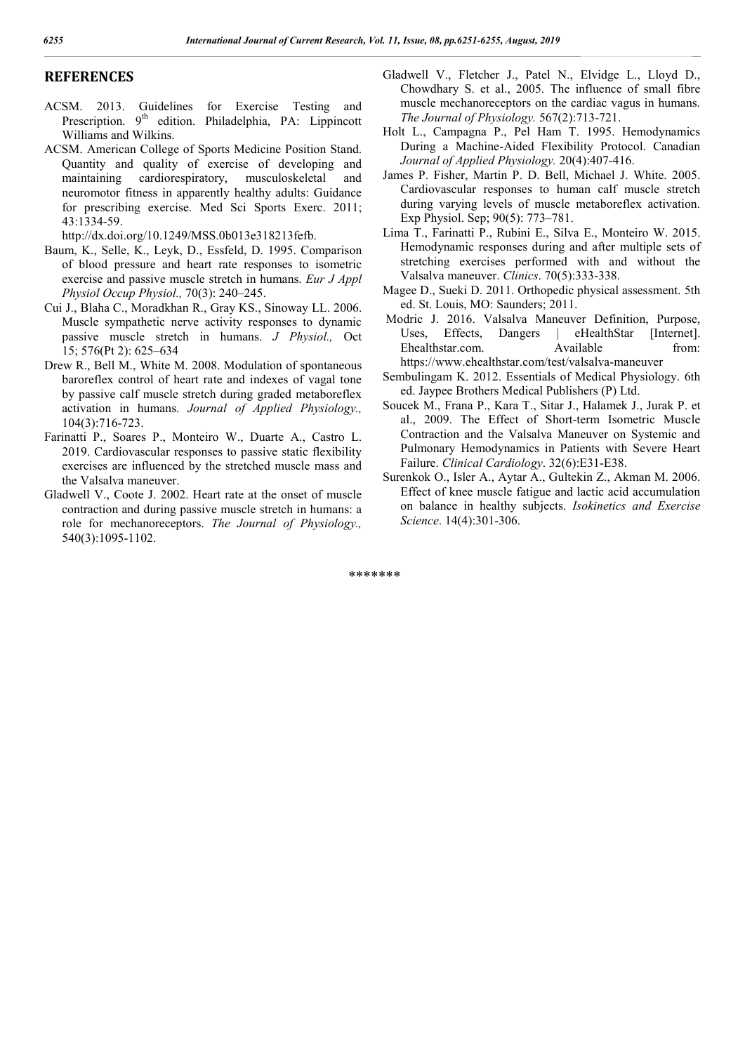## REFERENCES

ACSM. 2013. Guidelines for Exercise Testing and Prescription. 9th edition. Philadelphia, PA: Lippincott Williams and Wilkins.

ACSM. American College of Sports Medicine Position Stand. Quantity and quality of exercise of developing and maintaining cardiorespiratory, musculoskeletal and neuromotor fitness in apparently healthy adults: Guidance for prescribing exercise. Med Sci Sports Exerc. 2011; 43:1334-59. http://dx.doi.org/10.1249/MSS.0b013e318213fefb.

Baum, K., Selle, K., Leyk, D., Essfeld, D. 1995. Comparison of blood pressure and heart rate responses to isometric exercise and passive muscle stretch in humans. *Eur J Appl Physiol Occup Physiol.,* 70(3): 240–245.

Cui J., Blaha C., Moradkhan R., Gray KS., Sinoway LL. 2006. Muscle sympathetic nerve activity responses to dynamic passive muscle stretch in humans. *J Physiol.,* Oct 15; 576(Pt 2): 625–634

Drew R., Bell M., White M. 2008. Modulation of spontaneous baroreflex control of heart rate and indexes of vagal tone by passive calf muscle stretch during graded metaboreflex activation in humans. *Journal of Applied Physiology.,* 104(3):716-723.

Farinatti P., Soares P., Monteiro W., Duarte A., Castro L. 2019. Cardiovascular responses to passive static flexibility exercises are influenced by the stretched muscle mass and the Valsalva maneuver.

Gladwell V., Coote J. 2002. Heart rate at the onset of muscle contraction and during passive muscle stretch in humans: a role for mechanoreceptors. *The Journal of Physiology.,* 540(3):1095-1102.

Gladwell V., Fletcher J., Patel N., Elvidge L., Lloyd D., Chowdhary S. et al., 2005. The influence of small fibre muscle mechanoreceptors on the cardiac vagus in humans. *The Journal of Physiology.* 567(2):713-721.

Holt L., Campagna P., Pel Ham T. 1995. Hemodynamics During a Machine-Aided Flexibility Protocol. Canadian *Journal of Applied Physiology.* 20(4):407-416.

James P. Fisher, Martin P. D. Bell, Michael J. White. 2005. Cardiovascular responses to human calf muscle stretch during varying levels of muscle metaboreflex activation. Exp Physiol. Sep; 90(5): 773–781.

Lima T., Farinatti P., Rubini E., Silva E., Monteiro W. 2015. Hemodynamic responses during and after multiple sets of stretching exercises performed with and without the Valsalva maneuver. *Clinics*. 70(5):333-338.

Magee D., Sueki D. 2011. Orthopedic physical assessment. 5th ed. St. Louis, MO: Saunders; 2011.

Modric J. 2016. Valsalva Maneuver Definition, Purpose, Uses, Effects, Dangers | eHealthStar [Internet]. Ehealthstar.com. Available from: https://www.ehealthstar.com/test/valsalva-maneuver

Sembulingam K. 2012. Essentials of Medical Physiology. 6th ed. Jaypee Brothers Medical Publishers (P) Ltd.

Soucek M., Frana P., Kara T., Sitar J., Halamek J., Jurak P. et al., 2009. The Effect of Short-term Isometric Muscle Contraction and the Valsalva Maneuver on Systemic and Pulmonary Hemodynamics in Patients with Severe Heart Failure. *Clinical Cardiology*. 32(6):E31-E38.

Surenkok O., Isler A., Aytar A., Gultekin Z., Akman M. 2006. Effect of knee muscle fatigue and lactic acid accumulation on balance in healthy subjects. *Isokinetics and Exercise Science*. 14(4):301-306.

*******